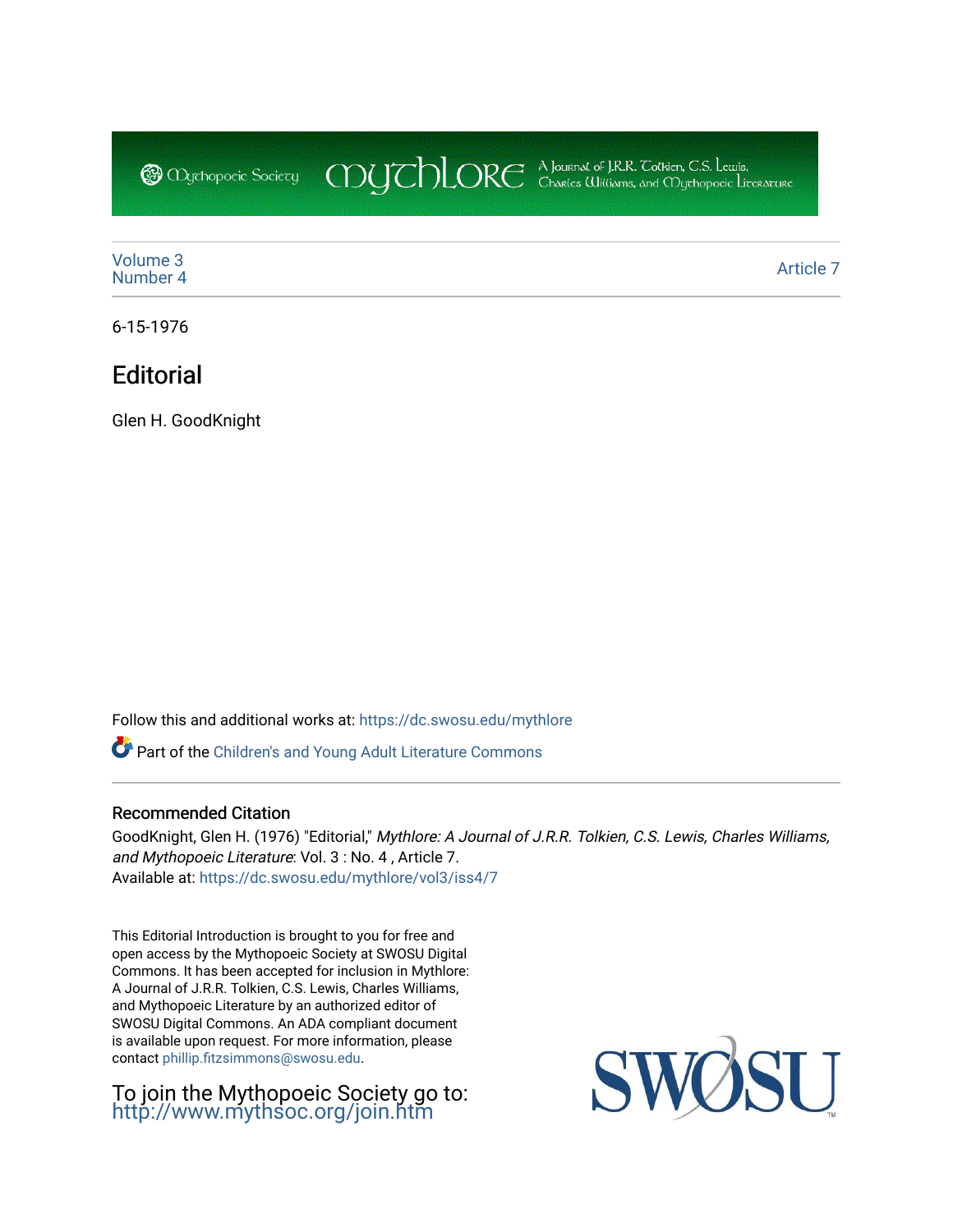Volume 3
Number 4

Article 7

6-15-1976

# Editorial

Glen H. GoodKnight

Follow this and additional works at: https://dc.swosu.edu/mythlore

Part of the Children's and Young Adult Literature Commons

## Recommended Citation

GoodKnight, Glen H. (1976) "Editorial," *Mythlore: A Journal of J.R.R. Tolkien, C.S. Lewis, Charles Williams, and Mythopoeic Literature*: Vol. 3 : No. 4 , Article 7.
Available at: https://dc.swosu.edu/mythlore/vol3/iss4/7

This Editorial Introduction is brought to you for free and open access by the Mythopoeic Society at SWOSU Digital Commons. It has been accepted for inclusion in Mythlore: A Journal of J.R.R. Tolkien, C.S. Lewis, Charles Williams, and Mythopoeic Literature by an authorized editor of SWOSU Digital Commons. An ADA compliant document is available upon request. For more information, please contact phillip.fitzsimmons@swosu.edu.

To join the Mythopoeic Society go to: http://www.mythsoc.org/join.htm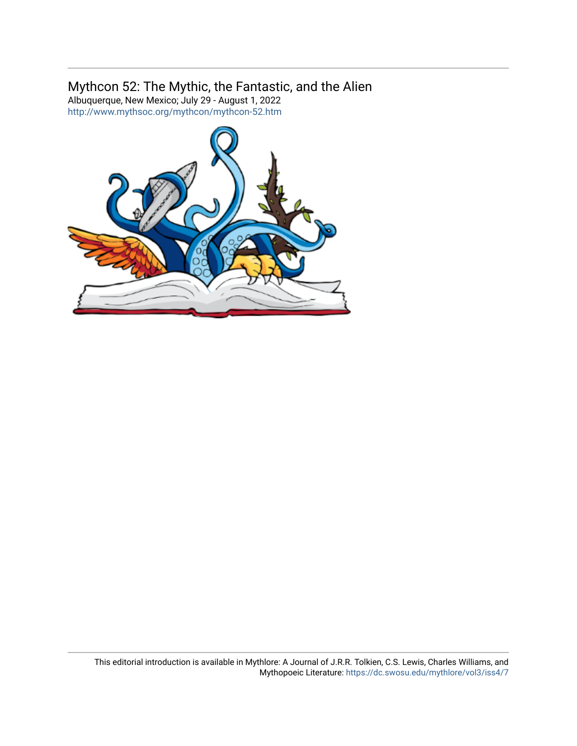Mythcon 52: The Mythic, the Fantastic, and the Alien

Albuquerque, New Mexico; July 29 - August 1, 2022

http://www.mythsoc.org/mythcon/mythcon-52.htm

This editorial introduction is available in Mythlore: A Journal of J.R.R. Tolkien, C.S. Lewis, Charles Williams, and Mythopoeic Literature: https://dc.swosu.edu/mythlore/vol3/iss4/7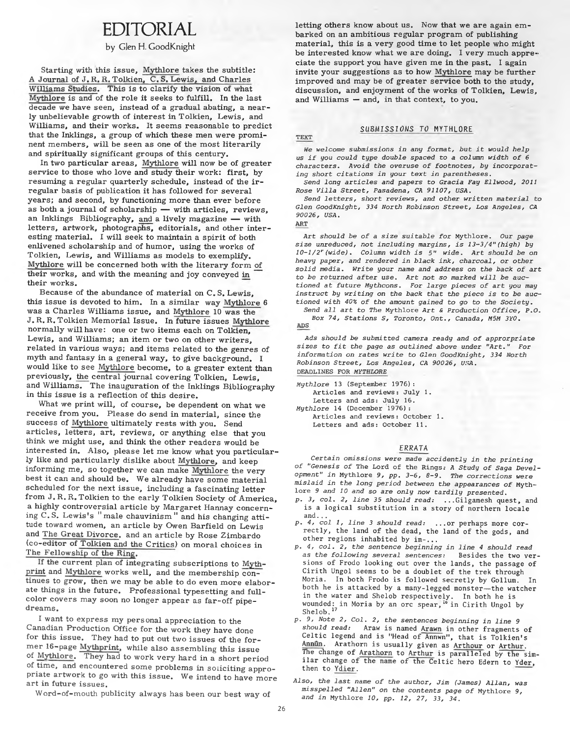# EDITORIAL

by Glen H. GoodKnight

Starting with this issue, Mythlore takes the subtitle: A Journal of J. R. R. Tolkien, C. S. Lewis, and Charles Williams Studies. This is to clarify the vision of what Mythlore is and of the role it seeks to fulfill. In the last decade we have seen, instead of a gradual abating, a nearly unbelievable growth of interest in Tolkien, Lewis, and Williams, and their works. It seems reasonable to predict that the Inklings, a group of which these men were prominent members, will be seen as one of the most literarily and spiritually significant groups of this century.

In two particular areas, Mythlore will now be of greater service to those who love and study their work: first, by resuming a regular quarterly schedule, instead of the irregular basis of publication it has followed for several years; and second, by functioning more than ever before as both a journal of scholarship — with articles, reviews, an Inklings Bibliography, and a lively magazine — with letters, artwork, photographs, editorials, and other interesting material. I will seek to maintain a spirit of both enlivened scholarship and of humor, using the works of Tolkien, Lewis, and Williams as models to exemplify. Mythlore will be concerned both with the literary form of their works, and with the meaning and joy conveyed in their works.

Because of the abundance of material on C. S. Lewis, this issue is devoted to him. In a similar way Mythlore 6 was a Charles Williams issue, and Mythlore 10 was the J. R. R. Tolkien Memorial Issue. In future issues Mythlore normally will have: one or two items each on Tolkien, Lewis, and Williams; an item or two on other writers, related in various ways; and items related to the genres of myth and fantasy in a general way, to give background. I would like to see Mythlore become, to a greater extent than previously, the central journal covering Tolkien, Lewis, and Williams. The inauguration of the Inklings Bibliography in this issue is a reflection of this desire.

What we print will, of course, be dependent on what we receive from you. Please do send in material, since the success of Mythlore ultimately rests with you. Send articles, letters, art, reviews, or anything else that you think we might use, and think the other readers would be interested in. Also, please let me know what you particularly like and particularly dislike about Mythlore, and keep informing me, so together we can make Mythlore the very best it can and should be. We already have some material scheduled for the next issue, including a fascinating letter from J. R. R. Tolkien to the early Tolkien Society of America, a highly controversial article by Margaret Hannay concerning C. S. Lewis's "male chauvinism" and his changing attitude toward women, an article by Owen Barfield on Lewis and The Great Divorce, and an article by Rose Zimbardo (co-editor of Tolkien and the Critics) on moral choices in The Fellowship of the Ring.

If the current plan of integrating subscriptions to Mythprint and Mythlore works well, and the membership continues to grow, then we may be able to do even more elaborate things in the future. Professional typesetting and full-color covers may soon no longer appear as far-off pipe-dreams.

I want to express my personal appreciation to the Canadian Production Office for the work they have done for this issue. They had to put out two issues of the former 16-page Mythprint, while also assembling this issue of Mythlore. They had to work very hard in a short period of time, and encountered some problems in soliciting appropriate artwork to go with this issue. We intend to have more art in future issues.

Word-of-mouth publicity always has been our best way of letting others know about us. Now that we are again embarked on an ambitious regular program of publishing material, this is a very good time to let people who might be interested know what we are doing. I very much appreciate the support you have given me in the past. I again invite your suggestions as to how Mythlore may be further improved and may be of greater service both to the study, discussion, and enjoyment of the works of Tolkien, Lewis, and Williams — and, in that context, to you.

## SUBMISSIONS TO MYTHLORE

TEXT

*We welcome submissions in any format, but it would help us if you could type double spaced to a column width of 6 characters. Avoid the overuse of footnotes, by incorporating short citations in your text in parentheses.*

*Send long articles and papers to Gracia Fay Ellwood, 2011 Rose Villa Street, Pasadena, CA 91107, USA.*

*Send letters, short reviews, and other written material to Glen GoodKnight, 334 North Robinson Street, Los Angeles, CA 90026, USA.*

ART

*Art should be of a size suitable for Mythlore. Our page size unreduced, not including margins, is 13-3/4"(high) by 10-1/2"(wide). Column width is 5" wide. Art should be on heavy paper, and rendered in black ink, charcoal, or other solid media. Write your name and address on the back of art to be returned after use. Art not so marked will be auctioned at future Mythcons. For large pieces of art you may instruct by writing on the back that the piece is to be auctioned with 40% of the amount gained to go to the Society.*

*Send all art to The Mythlore Art & Production Office, P.O. Box 74, Stations S, Toronto, Ont., Canada, M5M 3Y0.*

ADS

*Ads should be submitted camera ready and of approrpriate sizes to fit the page as outlined above under "Art." For information on rates write to Glen GoodKnight, 334 North Robinson Street, Los Angeles, CA 90026, USA.*

DEADLINES FOR *MYTHLORE*

*Mythlore* 13 (September 1976):
Articles and reviews: July 1.
Letters and ads: July 16.

*Mythlore* 14 (December 1976):
Articles and reviews: October 1.
Letters and ads: October 11.

## ERRATA

*Certain omissions were made accidently in the printing of "Genesis of* The Lord of the Rings*: A Study of Saga Development" in* Mythlore *9, pp. 3-6, 8-9. The corrections were mislaid in the long period between the appearances of* Mythlore *9 and 10 and so are only now tardily presented.*

*p. 3, col. 2, line 35 should read:* ...Gilgamesh quest, and is a logical substitution in a story of northern locale and...

*p. 4, col 1, line 3 should read:* ...or perhaps more correctly, the land of the dead, the land of the gods, and other regions inhabited by im-...

*p. 4, col. 2, the sentence beginning in line 4 should read as the following several sentences:* Besides the two versions of Frodo looking out over the lands, the passage of Cirith Ungol seems to be a doublet of the trek through Moria. In both Frodo is followed secretly by Gollum. In both he is attacked by a many-legged monster—the watcher in the water and Shelob respectively. In both he is wounded: in Moria by an orc spear,[16] in Cirith Ungol by Shelob.[17]

*p. 9, Note 2, Col. 2, the sentences beginning in line 9 should read:* Araw is named Arawn in other fragments of Celtic legend and is "Head of Annwn", that is Tolkien's Annûn. Arathorn is usually given as Arthour or Arthur. The change of Arathorn to Arthur is paralleled by the similar change of the name of the Celtic hero Edern to Yder, then to Ydier.

*Also, the last name of the author, Jim (James) Allan, was misspelled "Allen" on the contents page of* Mythlore *9, and in* Mythlore *10, pp. 12, 27, 33, 34.*